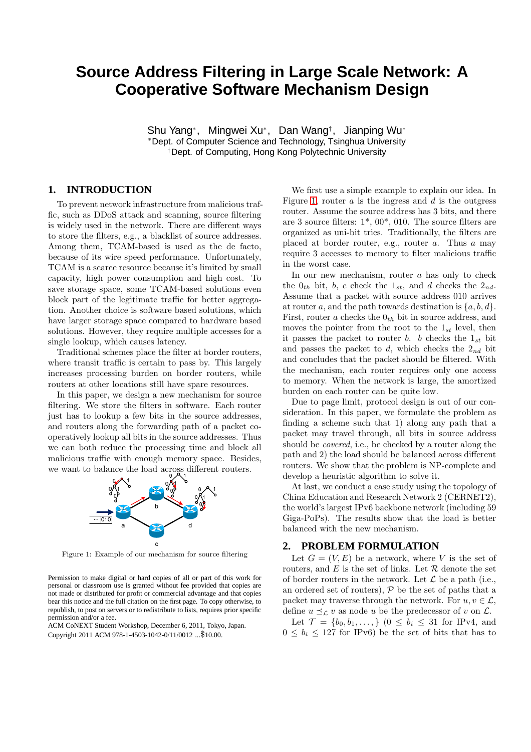# Source Address Filtering in Large Scale Network: A Cooperative Software Mechanism Design

Shu Yang*, Mingwei Xu*, Dan Wang†, Jianping Wu*

*Dept. of Computer Science and Technology, Tsinghua University

†Dept. of Computing, Hong Kong Polytechnic University

## 1. INTRODUCTION

To prevent network infrastructure from malicious traffic, such as DDoS attack and scanning, source filtering is widely used in the network. There are different ways to store the filters, e.g., a blacklist of source addresses. Among them, TCAM-based is used as the de facto, because of its wire speed performance. Unfortunately, TCAM is a scarce resource because it's limited by small capacity, high power consumption and high cost. To save storage space, some TCAM-based solutions even block part of the legitimate traffic for better aggregation. Another choice is software based solutions, which have larger storage space compared to hardware based solutions. However, they require multiple accesses for a single lookup, which causes latency.

Traditional schemes place the filter at border routers, where transit traffic is certain to pass by. This largely increases processing burden on border routers, while routers at other locations still have spare resources.

In this paper, we design a new mechanism for source filtering. We store the filters in software. Each router just has to lookup a few bits in the source addresses, and routers along the forwarding path of a packet cooperatively lookup all bits in the source addresses. Thus we can both reduce the processing time and block all malicious traffic with enough memory space. Besides, we want to balance the load across different routers.

Figure 1: Example of our mechanism for source filtering

Permission to make digital or hard copies of all or part of this work for personal or classroom use is granted without fee provided that copies are not made or distributed for profit or commercial advantage and that copies bear this notice and the full citation on the first page. To copy otherwise, to republish, to post on servers or to redistribute to lists, requires prior specific permission and/or a fee.
ACM CoNEXT Student Workshop, December 6, 2011, Tokyo, Japan.
Copyright 2011 ACM 978-1-4503-1042-0/11/0012 ...$10.00.

We first use a simple example to explain our idea. In Figure 1, router $a$ is the ingress and $d$ is the outgress router. Assume the source address has 3 bits, and there are 3 source filters: 1*, 00*, 010. The source filters are organized as uni-bit tries. Traditionally, the filters are placed at border router, e.g., router $a$. Thus $a$ may require 3 accesses to memory to filter malicious traffic in the worst case.

In our new mechanism, router $a$ has only to check the $0_{th}$ bit, $b$, $c$ check the $1_{st}$, and $d$ checks the $2_{nd}$. Assume that a packet with source address 010 arrives at router $a$, and the path towards destination is $\{a, b, d\}$. First, router $a$ checks the $0_{th}$ bit in source address, and moves the pointer from the root to the $1_{st}$ level, then it passes the packet to router $b$. $b$ checks the $1_{st}$ bit and passes the packet to $d$, which checks the $2_{nd}$ bit and concludes that the packet should be filtered. With the mechanism, each router requires only one access to memory. When the network is large, the amortized burden on each router can be quite low.

Due to page limit, protocol design is out of our consideration. In this paper, we formulate the problem as finding a scheme such that 1) along any path that a packet may travel through, all bits in source address should be *covered*, i.e., be checked by a router along the path and 2) the load should be balanced across different routers. We show that the problem is NP-complete and develop a heuristic algorithm to solve it.

At last, we conduct a case study using the topology of China Education and Research Network 2 (CERNET2), the world's largest IPv6 backbone network (including 59 Giga-PoPs). The results show that the load is better balanced with the new mechanism.

## 2. PROBLEM FORMULATION

Let $G = (V, E)$ be a network, where $V$ is the set of routers, and $E$ is the set of links. Let $\mathcal{R}$ denote the set of border routers in the network. Let $\mathcal{L}$ be a path (i.e., an ordered set of routers), $\mathcal{P}$ be the set of paths that a packet may traverse through the network. For $u, v \in \mathcal{L}$, define $u \preceq_{\mathcal{L}} v$ as node $u$ be the predecessor of $v$ on $\mathcal{L}$.

Let $\mathcal{T} = \{b_0, b_1, \ldots, \}$ ($0 \le b_i \le 31$ for IPv4, and $0 \le b_i \le 127$ for IPv6) be the set of bits that has to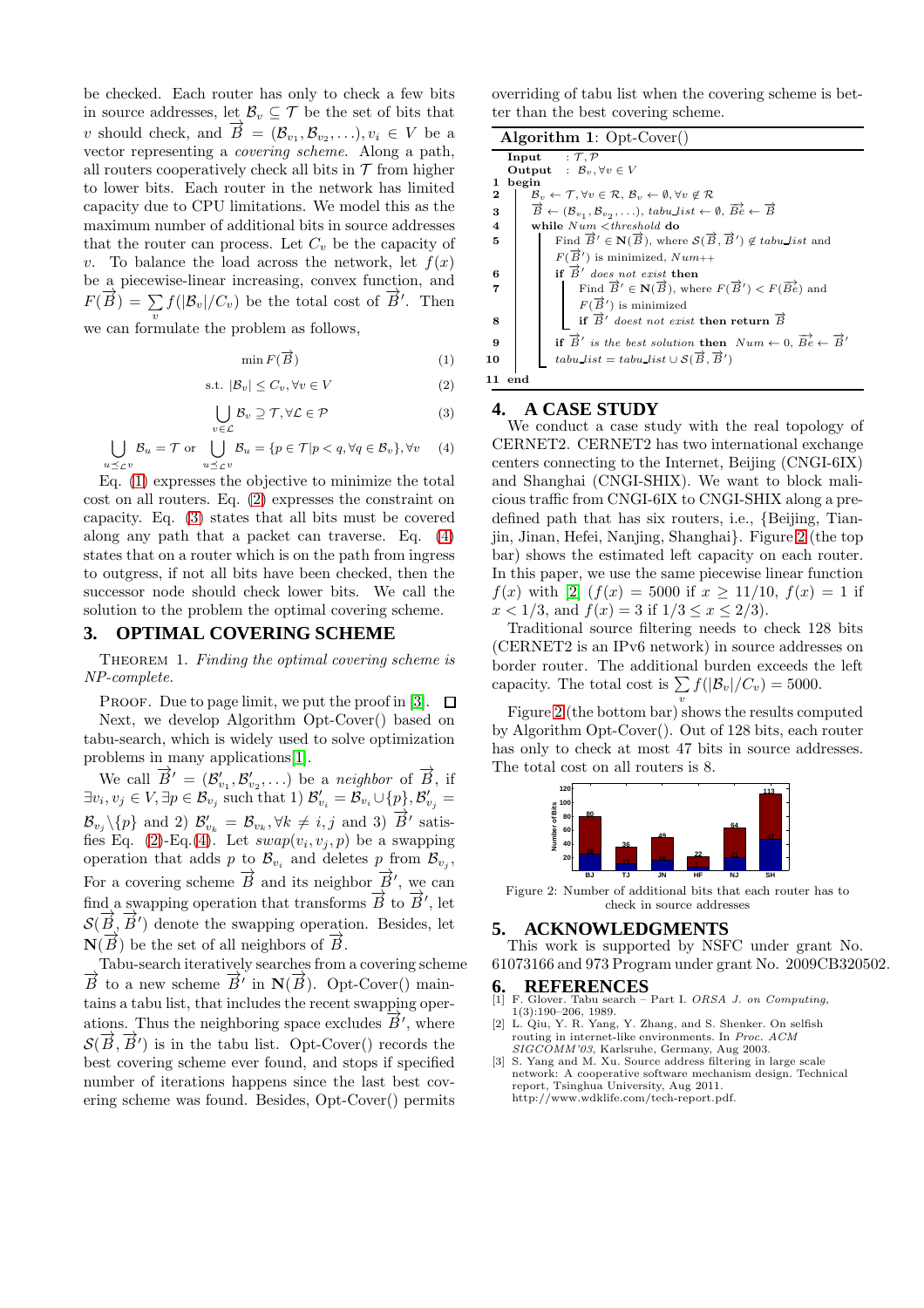be checked. Each router has only to check a few bits in source addresses, let $\mathcal{B}_v \subseteq \mathcal{T}$ be the set of bits that $v$ should check, and $\overrightarrow{B} = (\mathcal{B}_{v_1}, \mathcal{B}_{v_2}, \ldots), v_i \in V$ be a vector representing a *covering scheme*. Along a path, all routers cooperatively check all bits in $\mathcal{T}$ from higher to lower bits. Each router in the network has limited capacity due to CPU limitations. We model this as the maximum number of additional bits in source addresses that the router can process. Let $C_v$ be the capacity of $v$. To balance the load across the network, let $f(x)$ be a piecewise-linear increasing, convex function, and $F(\overrightarrow{B}) = \sum_v f(|\mathcal{B}_v|/C_v)$ be the total cost of $\overrightarrow{B}'$. Then we can formulate the problem as follows,

$$\min F(\overrightarrow{B}) \tag{1}$$

$$\text{s.t. } |\mathcal{B}_v| \leq C_v, \forall v \in V \tag{2}$$

$$\bigcup_{v \in \mathcal{L}} \mathcal{B}_v \supseteq \mathcal{T}, \forall \mathcal{L} \in \mathcal{P} \tag{3}$$

$$\bigcup_{u \preceq_{\mathcal{L}} v} \mathcal{B}_u = \mathcal{T} \text{ or } \bigcup_{u \preceq_{\mathcal{L}} v} \mathcal{B}_u = \{p \in \mathcal{T} | p < q, \forall q \in \mathcal{B}_v\}, \forall v \tag{4}$$

Eq. (1) expresses the objective to minimize the total cost on all routers. Eq. (2) expresses the constraint on capacity. Eq. (3) states that all bits must be covered along any path that a packet can traverse. Eq. (4) states that on a router which is on the path from ingress to outgress, if not all bits have been checked, then the successor node should check lower bits. We call the solution to the problem the optimal covering scheme.

## 3. OPTIMAL COVERING SCHEME

THEOREM 1. *Finding the optimal covering scheme is NP-complete.*

PROOF. Due to page limit, we put the proof in [3]. □

Next, we develop Algorithm Opt-Cover() based on tabu-search, which is widely used to solve optimization problems in many applications[1].

We call $\overrightarrow{B}' = (\mathcal{B}'_{v_1}, \mathcal{B}'_{v_2}, \ldots)$ be a *neighbor* of $\overrightarrow{B}$, if $\exists v_i, v_j \in V, \exists p \in \mathcal{B}_{v_j}$ such that 1) $\mathcal{B}'_{v_i} = \mathcal{B}_{v_i} \cup \{p\}, \mathcal{B}'_{v_j} = \mathcal{B}_{v_j} \backslash \{p\}$ and 2) $\mathcal{B}'_{v_k} = \mathcal{B}_{v_k}, \forall k \neq i, j$ and 3) $\overrightarrow{B}'$ satisfies Eq. (2)-Eq.(4). Let $swap(v_i, v_j, p)$ be a swapping operation that adds $p$ to $\mathcal{B}_{v_i}$ and deletes $p$ from $\mathcal{B}_{v_j}$. For a covering scheme $\overrightarrow{B}$ and its neighbor $\overrightarrow{B}'$, we can find a swapping operation that transforms $\overrightarrow{B}$ to $\overrightarrow{B}'$, let $\mathcal{S}(\overrightarrow{B}, \overrightarrow{B}')$ denote the swapping operation. Besides, let $\mathbf{N}(\overrightarrow{B})$ be the set of all neighbors of $\overrightarrow{B}$.

Tabu-search iteratively searches from a covering scheme $\overrightarrow{B}$ to a new scheme $\overrightarrow{B}'$ in $\mathbf{N}(\overrightarrow{B})$. Opt-Cover() maintains a tabu list, that includes the recent swapping operations. Thus the neighboring space excludes $\overrightarrow{B}'$, where $\mathcal{S}(\overrightarrow{B}, \overrightarrow{B}')$ is in the tabu list. Opt-Cover() records the best covering scheme ever found, and stops if specified number of iterations happens since the last best covering scheme was found. Besides, Opt-Cover() permits overriding of tabu list when the covering scheme is better than the best covering scheme.

**Algorithm 1**: Opt-Cover()

```
   Input  : T, P
   Output : B_v, ∀v ∈ V
1  begin
2  |  B_v ← T, ∀v ∈ R, B_v ← ∅, ∀v ∉ R
3  |  B⃗ ← (B_v1, B_v2, ...), tabu_list ← ∅, B⃗e ← B⃗
4  |  while Num < threshold do
5  |  |  Find B⃗' ∈ N(B⃗), where S(B⃗, B⃗') ∉ tabu_list and
   |  |  F(B⃗') is minimized, Num++
6  |  |  if B⃗' does not exist then
7  |  |  |  Find B⃗' ∈ N(B⃗), where F(B⃗') < F(B⃗e) and
   |  |  |  F(B⃗') is minimized
8  |  |  |  if B⃗' doest not exist then return B⃗
9  |  |  if B⃗' is the best solution then Num ← 0, B⃗e ← B⃗'
10 |  |  tabu_list = tabu_list ∪ S(B⃗, B⃗')
11 end
```

## 4. A CASE STUDY

We conduct a case study with the real topology of CERNET2. CERNET2 has two international exchange centers connecting to the Internet, Beijing (CNGI-6IX) and Shanghai (CNGI-SHIX). We want to block malicious traffic from CNGI-6IX to CNGI-SHIX along a predefined path that has six routers, i.e., {Beijing, Tianjin, Jinan, Hefei, Nanjing, Shanghai}. Figure 2 (the top bar) shows the estimated left capacity on each router. In this paper, we use the same piecewise linear function $f(x)$ with [2] ($f(x) = 5000$ if $x \geq 11/10$, $f(x) = 1$ if $x < 1/3$, and $f(x) = 3$ if $1/3 \leq x \leq 2/3$).

Traditional source filtering needs to check 128 bits (CERNET2 is an IPv6 network) in source addresses on border router. The additional burden exceeds the left capacity. The total cost is $\sum_v f(|\mathcal{B}_v|/C_v) = 5000$.

Figure 2 (the bottom bar) shows the results computed by Algorithm Opt-Cover(). Out of 128 bits, each router has only to check at most 47 bits in source addresses. The total cost on all routers is 8.

Number of Bits
120
100
80
60
40
20
80
26
36
11
49
16
22
7
64
21
113
47
BJ TJ JN HF NJ SH

Figure 2: Number of additional bits that each router has to check in source addresses

## 5. ACKNOWLEDGMENTS

This work is supported by NSFC under grant No. 61073166 and 973 Program under grant No. 2009CB320502.

## 6. REFERENCES

[1] F. Glover. Tabu search – Part I. *ORSA J. on Computing*, 1(3):190–206, 1989.

[2] L. Qiu, Y. R. Yang, Y. Zhang, and S. Shenker. On selfish routing in internet-like environments. In *Proc. ACM SIGCOMM'03*, Karlsruhe, Germany, Aug 2003.

[3] S. Yang and M. Xu. Source address filtering in large scale network: A cooperative software mechanism design. Technical report, Tsinghua University, Aug 2011. http://www.wdklife.com/tech-report.pdf.